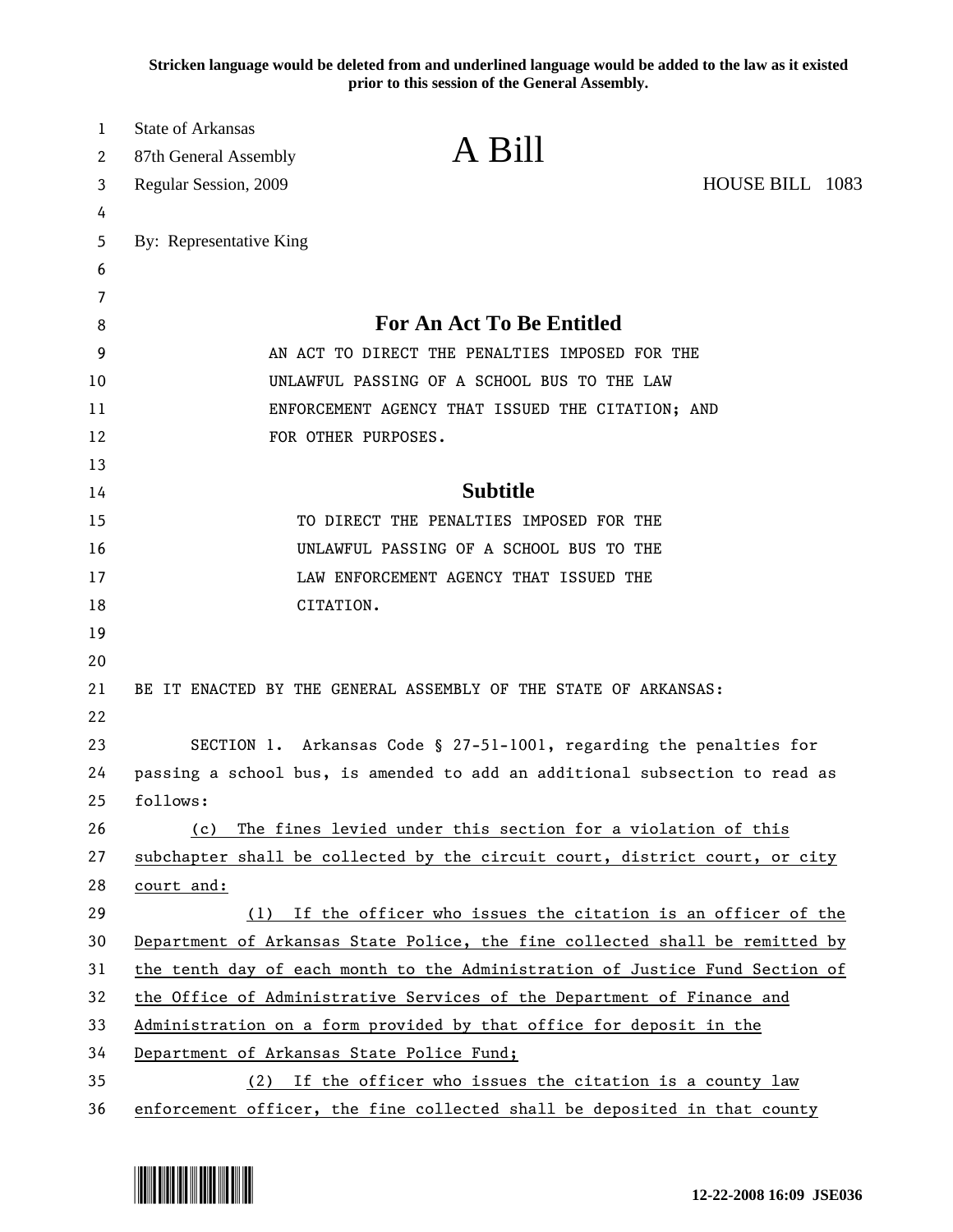**Stricken language would be deleted from and underlined language would be added to the law as it existed prior to this session of the General Assembly.**

State of Arkansas
87th General Assembly
Regular Session, 2009

# A Bill

HOUSE BILL 1083

By: Representative King

## For An Act To Be Entitled

AN ACT TO DIRECT THE PENALTIES IMPOSED FOR THE UNLAWFUL PASSING OF A SCHOOL BUS TO THE LAW ENFORCEMENT AGENCY THAT ISSUED THE CITATION; AND FOR OTHER PURPOSES.

## Subtitle

TO DIRECT THE PENALTIES IMPOSED FOR THE UNLAWFUL PASSING OF A SCHOOL BUS TO THE LAW ENFORCEMENT AGENCY THAT ISSUED THE CITATION.

BE IT ENACTED BY THE GENERAL ASSEMBLY OF THE STATE OF ARKANSAS:

SECTION 1. Arkansas Code § 27-51-1001, regarding the penalties for passing a school bus, is amended to add an additional subsection to read as follows:

<u>(c) The fines levied under this section for a violation of this subchapter shall be collected by the circuit court, district court, or city court and:</u>

<u>(1) If the officer who issues the citation is an officer of the Department of Arkansas State Police, the fine collected shall be remitted by the tenth day of each month to the Administration of Justice Fund Section of the Office of Administrative Services of the Department of Finance and Administration on a form provided by that office for deposit in the Department of Arkansas State Police Fund;</u>

<u>(2) If the officer who issues the citation is a county law enforcement officer, the fine collected shall be deposited in that county</u>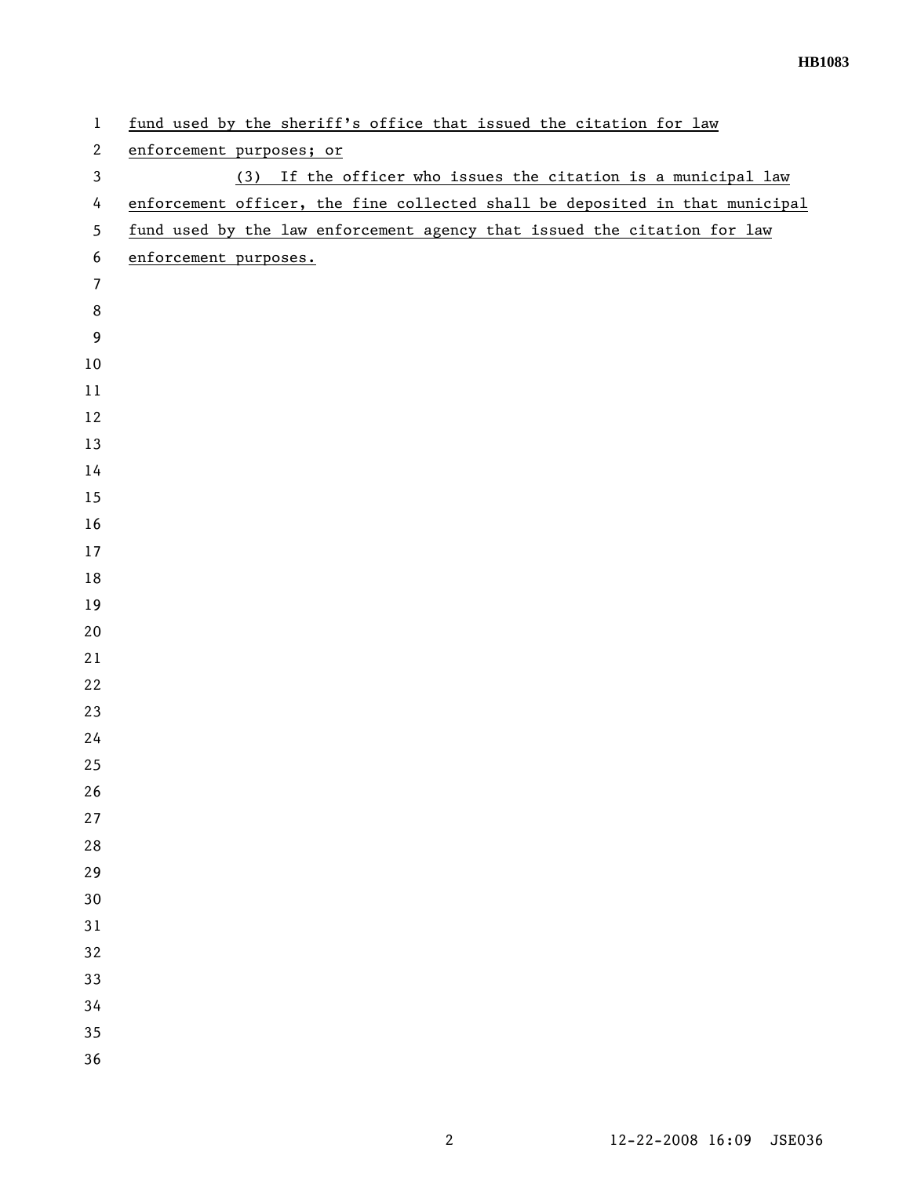fund used by the sheriff's office that issued the citation for law enforcement purposes; or

(3) If the officer who issues the citation is a municipal law enforcement officer, the fine collected shall be deposited in that municipal fund used by the law enforcement agency that issued the citation for law enforcement purposes.